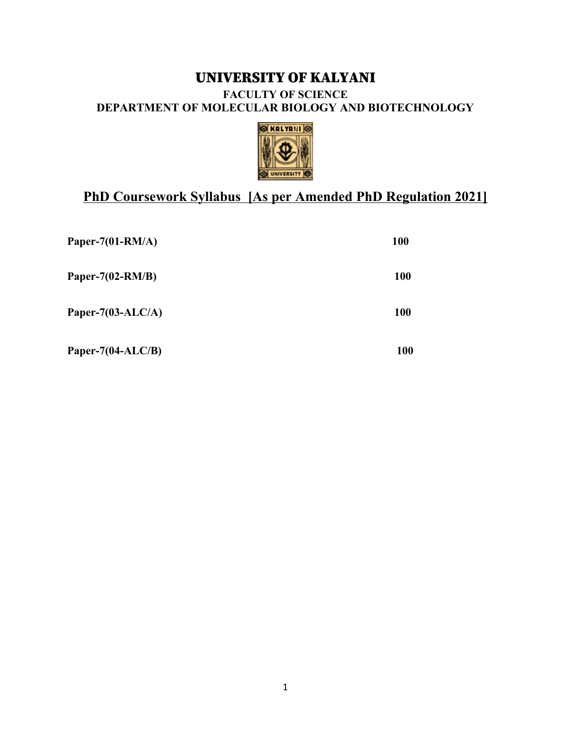# UNIVERSITY OF KALYANI

### FACULTY OF SCIENCE
### DEPARTMENT OF MOLECULAR BIOLOGY AND BIOTECHNOLOGY

## PhD Coursework Syllabus [As per Amended PhD Regulation 2021]

| | |
|---|---|
| **Paper-7(01-RM/A)** | **100** |
| **Paper-7(02-RM/B)** | **100** |
| **Paper-7(03-ALC/A)** | **100** |
| **Paper-7(04-ALC/B)** | **100** |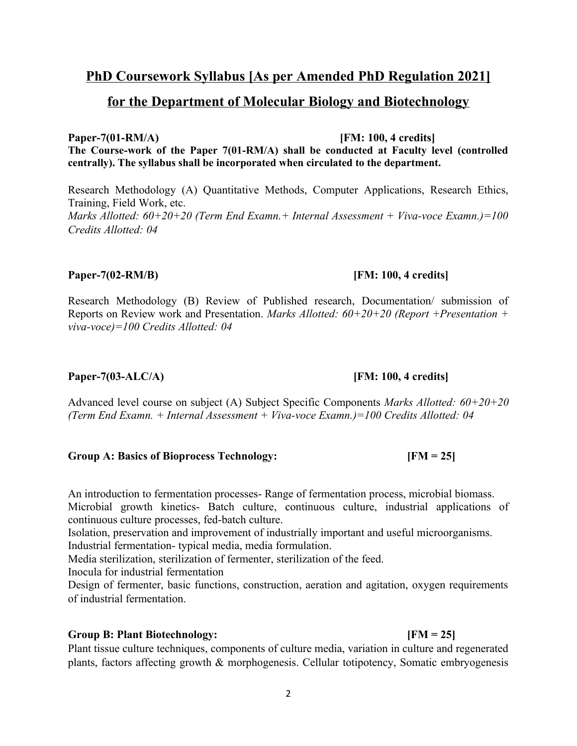## PhD Coursework Syllabus [As per Amended PhD Regulation 2021] for the Department of Molecular Biology and Biotechnology

**Paper-7(01-RM/A) [FM: 100, 4 credits]**

**The Course-work of the Paper 7(01-RM/A) shall be conducted at Faculty level (controlled centrally). The syllabus shall be incorporated when circulated to the department.**

Research Methodology (A) Quantitative Methods, Computer Applications, Research Ethics, Training, Field Work, etc.
*Marks Allotted: 60+20+20 (Term End Examn.+ Internal Assessment + Viva-voce Examn.)=100*
*Credits Allotted: 04*

**Paper-7(02-RM/B) [FM: 100, 4 credits]**

Research Methodology (B) Review of Published research, Documentation/ submission of Reports on Review work and Presentation. *Marks Allotted: 60+20+20 (Report +Presentation + viva-voce)=100 Credits Allotted: 04*

**Paper-7(03-ALC/A) [FM: 100, 4 credits]**

Advanced level course on subject (A) Subject Specific Components *Marks Allotted: 60+20+20 (Term End Examn. + Internal Assessment + Viva-voce Examn.)=100 Credits Allotted: 04*

**Group A: Basics of Bioprocess Technology: [FM = 25]**

An introduction to fermentation processes- Range of fermentation process, microbial biomass.
Microbial growth kinetics- Batch culture, continuous culture, industrial applications of continuous culture processes, fed-batch culture.
Isolation, preservation and improvement of industrially important and useful microorganisms.
Industrial fermentation- typical media, media formulation.
Media sterilization, sterilization of fermenter, sterilization of the feed.
Inocula for industrial fermentation
Design of fermenter, basic functions, construction, aeration and agitation, oxygen requirements of industrial fermentation.

**Group B: Plant Biotechnology: [FM = 25]**

Plant tissue culture techniques, components of culture media, variation in culture and regenerated plants, factors affecting growth & morphogenesis. Cellular totipotency, Somatic embryogenesis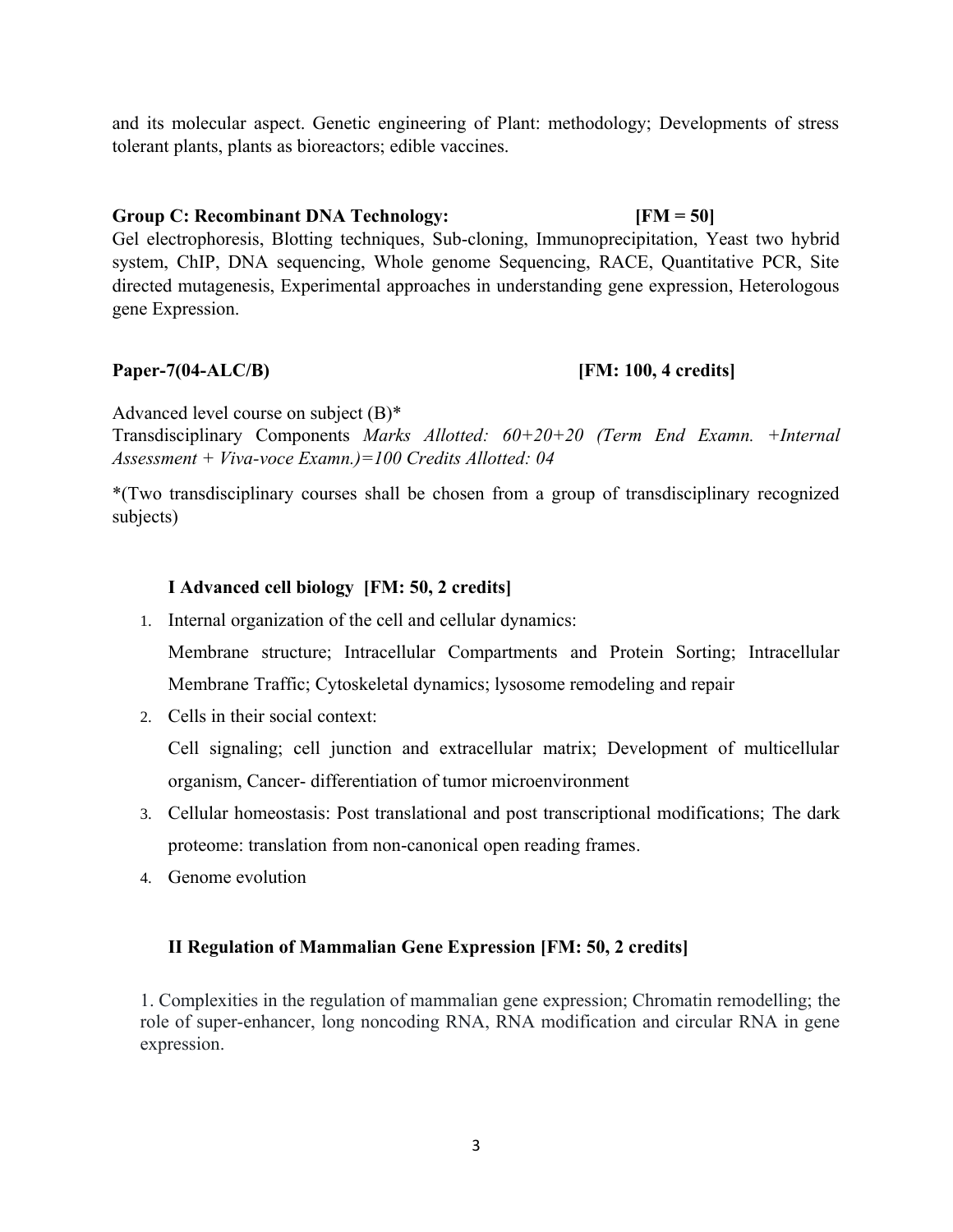and its molecular aspect. Genetic engineering of Plant: methodology; Developments of stress tolerant plants, plants as bioreactors; edible vaccines.

**Group C: Recombinant DNA Technology: [FM = 50]**

Gel electrophoresis, Blotting techniques, Sub-cloning, Immunoprecipitation, Yeast two hybrid system, ChIP, DNA sequencing, Whole genome Sequencing, RACE, Quantitative PCR, Site directed mutagenesis, Experimental approaches in understanding gene expression, Heterologous gene Expression.

**Paper-7(04-ALC/B) [FM: 100, 4 credits]**

Advanced level course on subject (B)*
Transdisciplinary Components *Marks Allotted: 60+20+20 (Term End Examn. +Internal Assessment + Viva-voce Examn.)=100 Credits Allotted: 04*

*(Two transdisciplinary courses shall be chosen from a group of transdisciplinary recognized subjects)

**I Advanced cell biology [FM: 50, 2 credits]**

1. Internal organization of the cell and cellular dynamics:
   Membrane structure; Intracellular Compartments and Protein Sorting; Intracellular Membrane Traffic; Cytoskeletal dynamics; lysosome remodeling and repair
2. Cells in their social context:
   Cell signaling; cell junction and extracellular matrix; Development of multicellular organism, Cancer- differentiation of tumor microenvironment
3. Cellular homeostasis: Post translational and post transcriptional modifications; The dark proteome: translation from non-canonical open reading frames.
4. Genome evolution

**II Regulation of Mammalian Gene Expression [FM: 50, 2 credits]**

1. Complexities in the regulation of mammalian gene expression; Chromatin remodelling; the role of super-enhancer, long noncoding RNA, RNA modification and circular RNA in gene expression.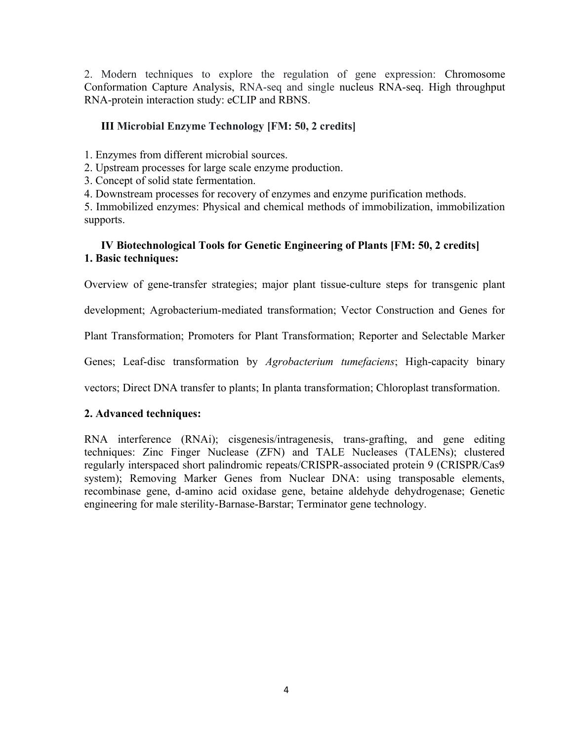2. Modern techniques to explore the regulation of gene expression: Chromosome Conformation Capture Analysis, RNA-seq and single nucleus RNA-seq. High throughput RNA-protein interaction study: eCLIP and RBNS.

### III Microbial Enzyme Technology [FM: 50, 2 credits]

1. Enzymes from different microbial sources.
2. Upstream processes for large scale enzyme production.
3. Concept of solid state fermentation.
4. Downstream processes for recovery of enzymes and enzyme purification methods.
5. Immobilized enzymes: Physical and chemical methods of immobilization, immobilization supports.

### IV Biotechnological Tools for Genetic Engineering of Plants [FM: 50, 2 credits]

**1. Basic techniques:**

Overview of gene-transfer strategies; major plant tissue-culture steps for transgenic plant development; Agrobacterium-mediated transformation; Vector Construction and Genes for Plant Transformation; Promoters for Plant Transformation; Reporter and Selectable Marker Genes; Leaf-disc transformation by *Agrobacterium tumefaciens*; High-capacity binary vectors; Direct DNA transfer to plants; In planta transformation; Chloroplast transformation.

**2. Advanced techniques:**

RNA interference (RNAi); cisgenesis/intragenesis, trans-grafting, and gene editing techniques: Zinc Finger Nuclease (ZFN) and TALE Nucleases (TALENs); clustered regularly interspaced short palindromic repeats/CRISPR-associated protein 9 (CRISPR/Cas9 system); Removing Marker Genes from Nuclear DNA: using transposable elements, recombinase gene, d-amino acid oxidase gene, betaine aldehyde dehydrogenase; Genetic engineering for male sterility-Barnase-Barstar; Terminator gene technology.